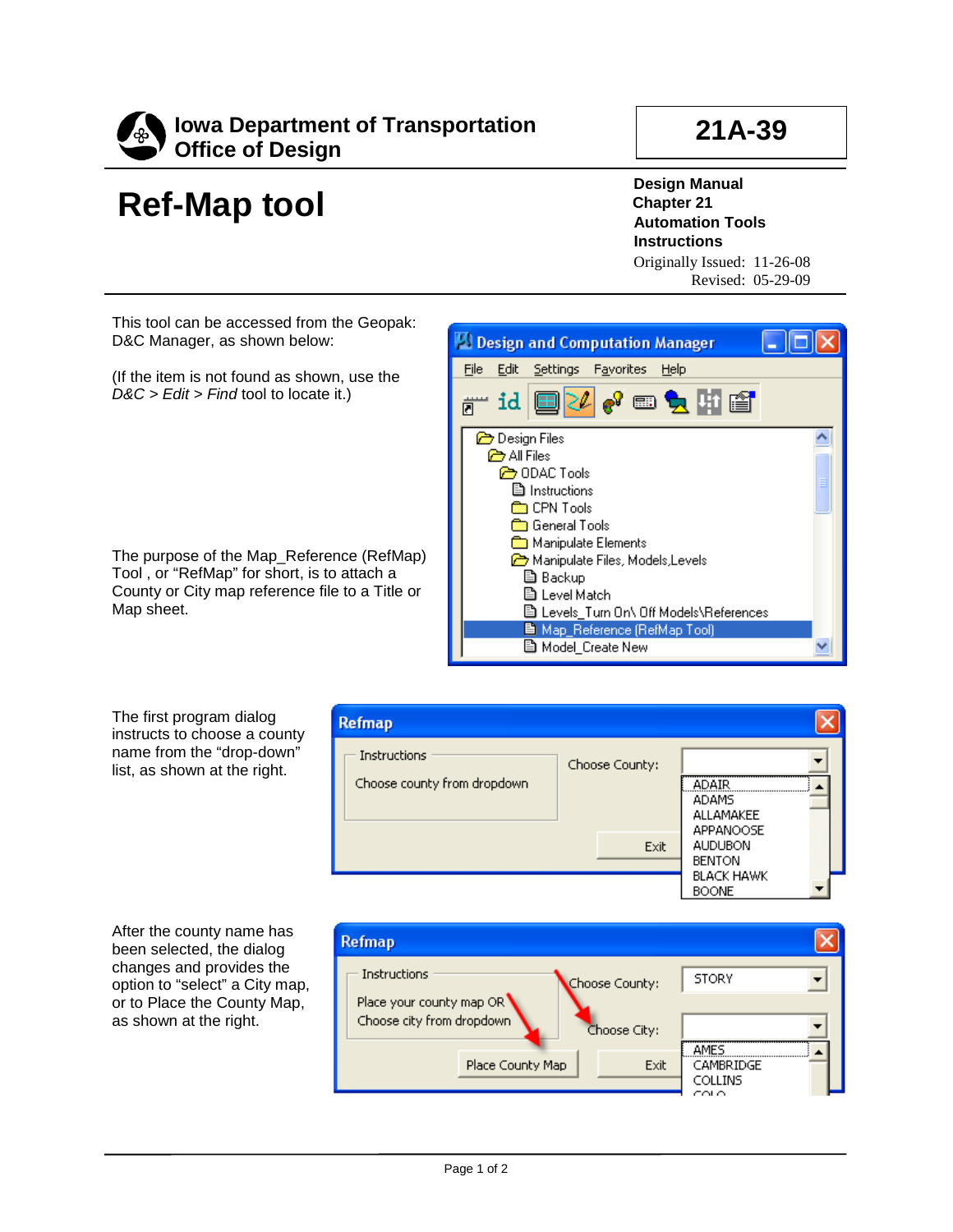**Iowa Department of Transportation**
**Office of Design**

**21A-39**

# Ref-Map tool

**Design Manual**
**Chapter 21**
**Automation Tools**
**Instructions**

Originally Issued: 11-26-08
Revised: 05-29-09

This tool can be accessed from the Geopak: D&C Manager, as shown below:

(If the item is not found as shown, use the *D&C > Edit > Find* tool to locate it.)

The purpose of the Map_Reference (RefMap) Tool , or "RefMap" for short, is to attach a County or City map reference file to a Title or Map sheet.

The first program dialog instructs to choose a county name from the "drop-down" list, as shown at the right.

After the county name has been selected, the dialog changes and provides the option to "select" a City map, or to Place the County Map, as shown at the right.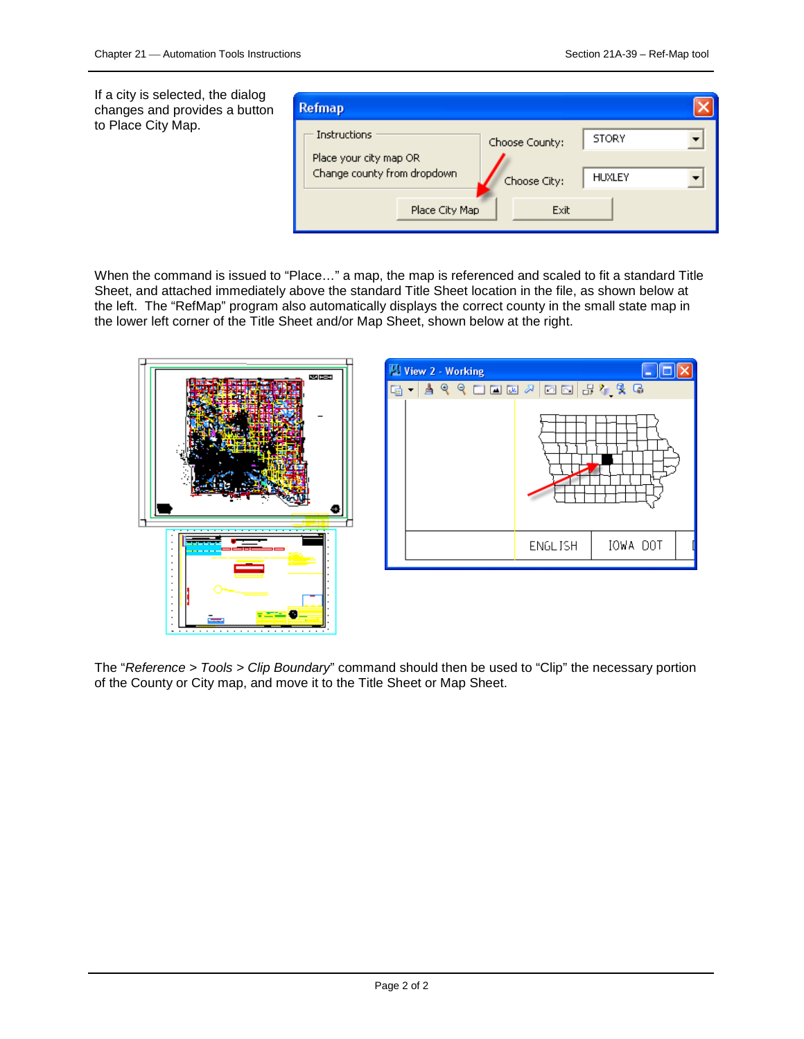If a city is selected, the dialog changes and provides a button to Place City Map.

When the command is issued to "Place…" a map, the map is referenced and scaled to fit a standard Title Sheet, and attached immediately above the standard Title Sheet location in the file, as shown below at the left. The "RefMap" program also automatically displays the correct county in the small state map in the lower left corner of the Title Sheet and/or Map Sheet, shown below at the right.

The "*Reference* > *Tools* > *Clip Boundary*" command should then be used to "Clip" the necessary portion of the County or City map, and move it to the Title Sheet or Map Sheet.